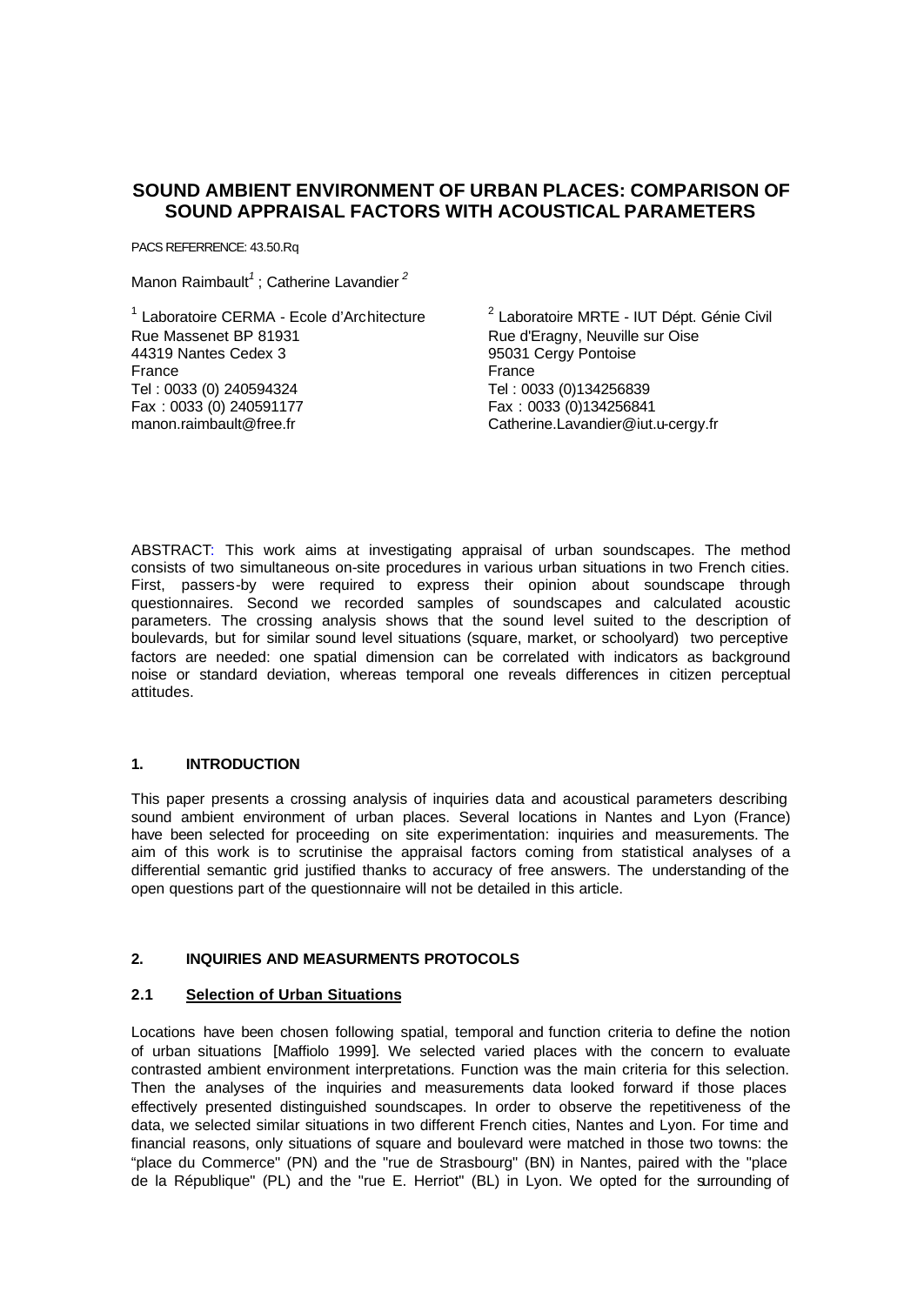# SOUND AMBIENT ENVIRONMENT OF URBAN PLACES: COMPARISON OF SOUND APPRAISAL FACTORS WITH ACOUSTICAL PARAMETERS

PACS REFERRENCE: 43.50.Rq

Manon Raimbault[1] ; Catherine Lavandier [2]

[1] Laboratoire CERMA - Ecole d'Architecture
Rue Massenet BP 81931
44319 Nantes Cedex 3
France
Tel : 0033 (0) 240594324
Fax : 0033 (0) 240591177
manon.raimbault@free.fr

[2] Laboratoire MRTE - IUT Dépt. Génie Civil
Rue d'Eragny, Neuville sur Oise
95031 Cergy Pontoise
France
Tel : 0033 (0)134256839
Fax : 0033 (0)134256841
Catherine.Lavandier@iut.u-cergy.fr

ABSTRACT: This work aims at investigating appraisal of urban soundscapes. The method consists of two simultaneous on-site procedures in various urban situations in two French cities. First, passers-by were required to express their opinion about soundscape through questionnaires. Second we recorded samples of soundscapes and calculated acoustic parameters. The crossing analysis shows that the sound level suited to the description of boulevards, but for similar sound level situations (square, market, or schoolyard) two perceptive factors are needed: one spatial dimension can be correlated with indicators as background noise or standard deviation, whereas temporal one reveals differences in citizen perceptual attitudes.

## 1. INTRODUCTION

This paper presents a crossing analysis of inquiries data and acoustical parameters describing sound ambient environment of urban places. Several locations in Nantes and Lyon (France) have been selected for proceeding on site experimentation: inquiries and measurements. The aim of this work is to scrutinise the appraisal factors coming from statistical analyses of a differential semantic grid justified thanks to accuracy of free answers. The understanding of the open questions part of the questionnaire will not be detailed in this article.

## 2. INQUIRIES AND MEASURMENTS PROTOCOLS

### 2.1 Selection of Urban Situations

Locations have been chosen following spatial, temporal and function criteria to define the notion of urban situations [Maffiolo 1999]. We selected varied places with the concern to evaluate contrasted ambient environment interpretations. Function was the main criteria for this selection. Then the analyses of the inquiries and measurements data looked forward if those places effectively presented distinguished soundscapes. In order to observe the repetitiveness of the data, we selected similar situations in two different French cities, Nantes and Lyon. For time and financial reasons, only situations of square and boulevard were matched in those two towns: the "place du Commerce" (PN) and the "rue de Strasbourg" (BN) in Nantes, paired with the "place de la République" (PL) and the "rue E. Herriot" (BL) in Lyon. We opted for the surrounding of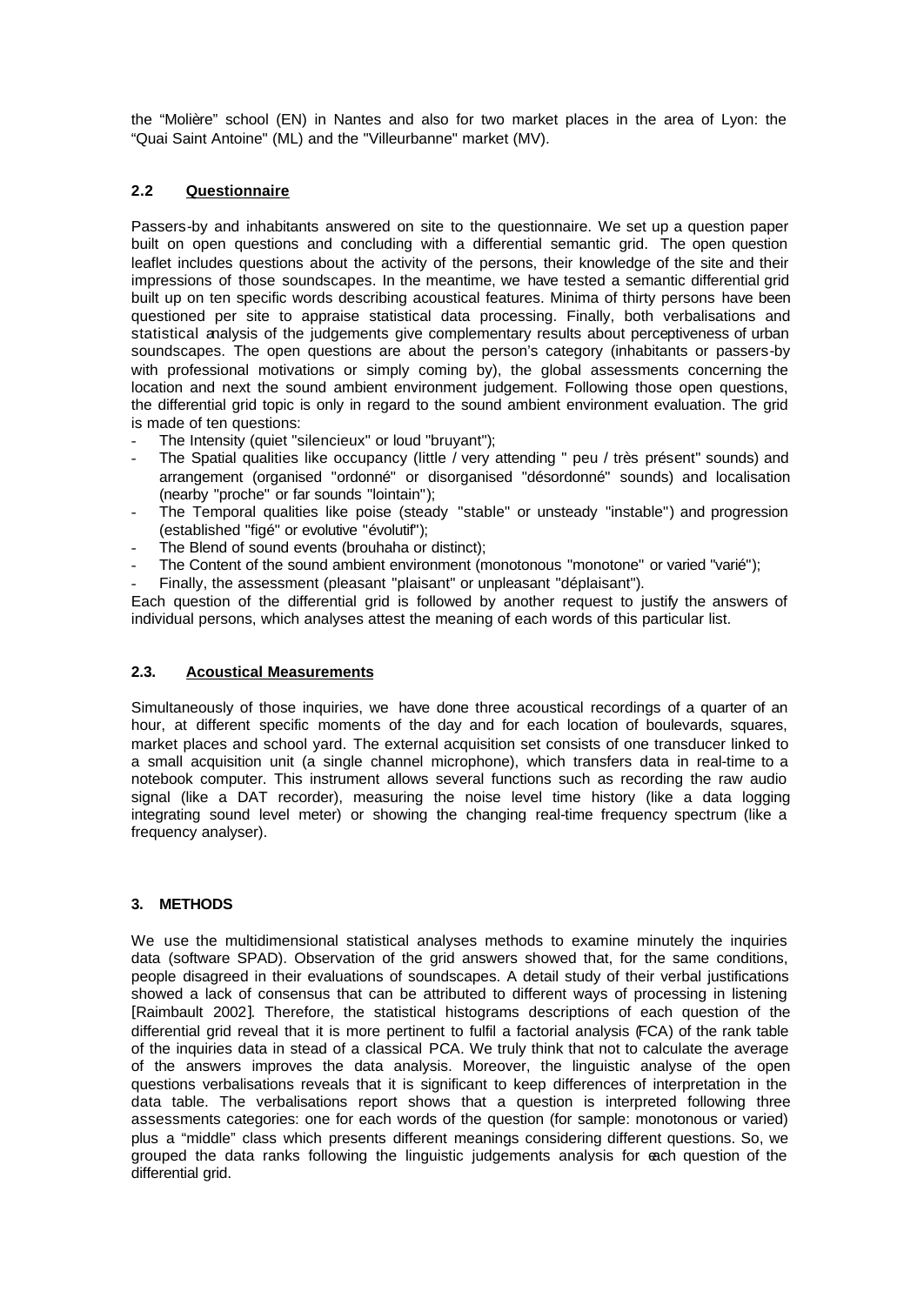the "Molière" school (EN) in Nantes and also for two market places in the area of Lyon: the "Quai Saint Antoine" (ML) and the "Villeurbanne" market (MV).

### 2.2 Questionnaire

Passers-by and inhabitants answered on site to the questionnaire. We set up a question paper built on open questions and concluding with a differential semantic grid. The open question leaflet includes questions about the activity of the persons, their knowledge of the site and their impressions of those soundscapes. In the meantime, we have tested a semantic differential grid built up on ten specific words describing acoustical features. Minima of thirty persons have been questioned per site to appraise statistical data processing. Finally, both verbalisations and statistical analysis of the judgements give complementary results about perceptiveness of urban soundscapes. The open questions are about the person's category (inhabitants or passers-by with professional motivations or simply coming by), the global assessments concerning the location and next the sound ambient environment judgement. Following those open questions, the differential grid topic is only in regard to the sound ambient environment evaluation. The grid is made of ten questions:

- The Intensity (quiet "silencieux" or loud "bruyant");
- The Spatial qualities like occupancy (little / very attending " peu / très présent" sounds) and arrangement (organised "ordonné" or disorganised "désordonné" sounds) and localisation (nearby "proche" or far sounds "lointain");
- The Temporal qualities like poise (steady "stable" or unsteady "instable") and progression (established "figé" or evolutive "évolutif");
- The Blend of sound events (brouhaha or distinct);
- The Content of the sound ambient environment (monotonous "monotone" or varied "varié");
- Finally, the assessment (pleasant "plaisant" or unpleasant "déplaisant").

Each question of the differential grid is followed by another request to justify the answers of individual persons, which analyses attest the meaning of each words of this particular list.

### 2.3. Acoustical Measurements

Simultaneously of those inquiries, we have done three acoustical recordings of a quarter of an hour, at different specific moments of the day and for each location of boulevards, squares, market places and school yard. The external acquisition set consists of one transducer linked to a small acquisition unit (a single channel microphone), which transfers data in real-time to a notebook computer. This instrument allows several functions such as recording the raw audio signal (like a DAT recorder), measuring the noise level time history (like a data logging integrating sound level meter) or showing the changing real-time frequency spectrum (like a frequency analyser).

## 3. METHODS

We use the multidimensional statistical analyses methods to examine minutely the inquiries data (software SPAD). Observation of the grid answers showed that, for the same conditions, people disagreed in their evaluations of soundscapes. A detail study of their verbal justifications showed a lack of consensus that can be attributed to different ways of processing in listening [Raimbault 2002]. Therefore, the statistical histograms descriptions of each question of the differential grid reveal that it is more pertinent to fulfil a factorial analysis (FCA) of the rank table of the inquiries data in stead of a classical PCA. We truly think that not to calculate the average of the answers improves the data analysis. Moreover, the linguistic analyse of the open questions verbalisations reveals that it is significant to keep differences of interpretation in the data table. The verbalisations report shows that a question is interpreted following three assessments categories: one for each words of the question (for sample: monotonous or varied) plus a "middle" class which presents different meanings considering different questions. So, we grouped the data ranks following the linguistic judgements analysis for each question of the differential grid.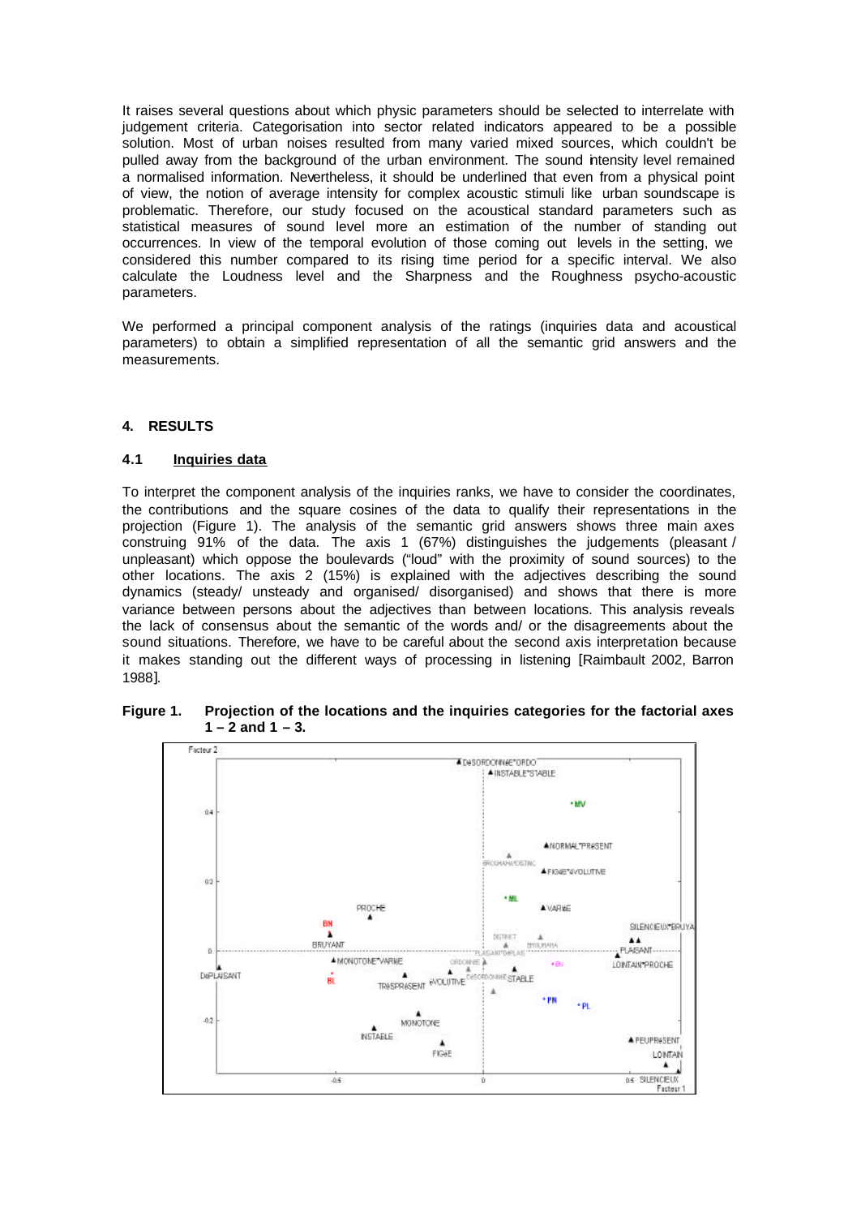It raises several questions about which physic parameters should be selected to interrelate with judgement criteria. Categorisation into sector related indicators appeared to be a possible solution. Most of urban noises resulted from many varied mixed sources, which couldn't be pulled away from the background of the urban environment. The sound intensity level remained a normalised information. Nevertheless, it should be underlined that even from a physical point of view, the notion of average intensity for complex acoustic stimuli like urban soundscape is problematic. Therefore, our study focused on the acoustical standard parameters such as statistical measures of sound level more an estimation of the number of standing out occurrences. In view of the temporal evolution of those coming out levels in the setting, we considered this number compared to its rising time period for a specific interval. We also calculate the Loudness level and the Sharpness and the Roughness psycho-acoustic parameters.

We performed a principal component analysis of the ratings (inquiries data and acoustical parameters) to obtain a simplified representation of all the semantic grid answers and the measurements.

## 4. RESULTS

### 4.1 Inquiries data

To interpret the component analysis of the inquiries ranks, we have to consider the coordinates, the contributions and the square cosines of the data to qualify their representations in the projection (Figure 1). The analysis of the semantic grid answers shows three main axes construing 91% of the data. The axis 1 (67%) distinguishes the judgements (pleasant / unpleasant) which oppose the boulevards ("loud" with the proximity of sound sources) to the other locations. The axis 2 (15%) is explained with the adjectives describing the sound dynamics (steady/ unsteady and organised/ disorganised) and shows that there is more variance between persons about the adjectives than between locations. This analysis reveals the lack of consensus about the semantic of the words and/ or the disagreements about the sound situations. Therefore, we have to be careful about the second axis interpretation because it makes standing out the different ways of processing in listening [Raimbault 2002, Barron 1988].

**Figure 1. Projection of the locations and the inquiries categories for the factorial axes 1 – 2 and 1 – 3.**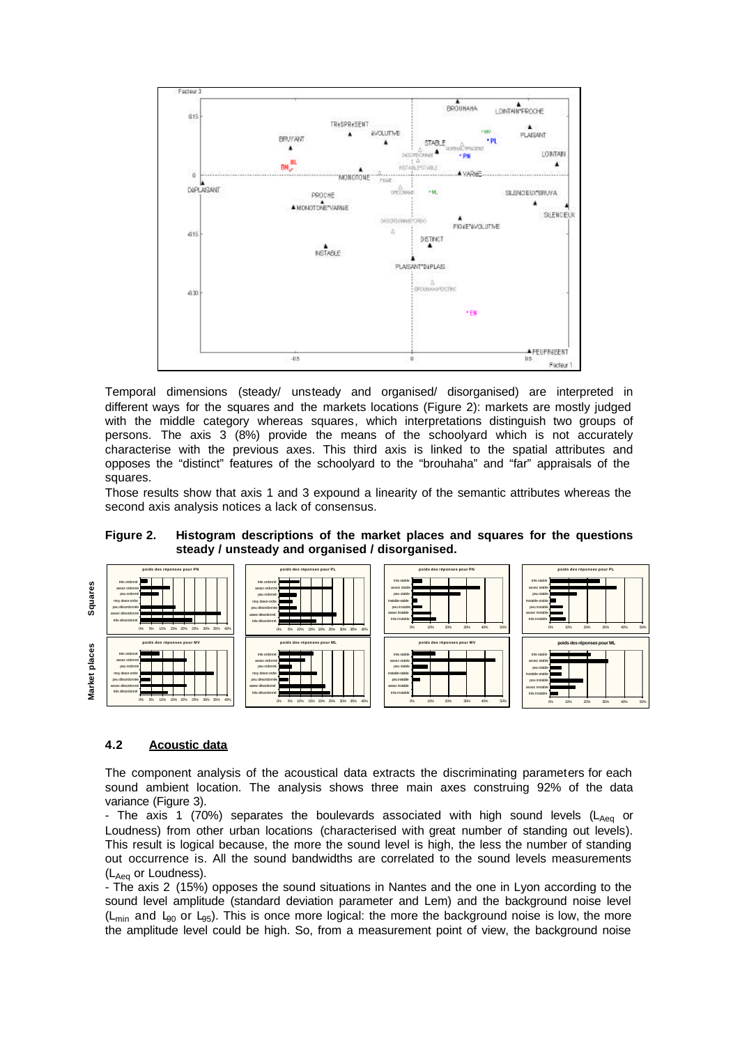Temporal dimensions (steady/ unsteady and organised/ disorganised) are interpreted in different ways for the squares and the markets locations (Figure 2): markets are mostly judged with the middle category whereas squares, which interpretations distinguish two groups of persons. The axis 3 (8%) provide the means of the schoolyard which is not accurately characterise with the previous axes. This third axis is linked to the spatial attributes and opposes the "distinct" features of the schoolyard to the "brouhaha" and "far" appraisals of the squares.

Those results show that axis 1 and 3 expound a linearity of the semantic attributes whereas the second axis analysis notices a lack of consensus.

**Figure 2. Histogram descriptions of the market places and squares for the questions steady / unsteady and organised / disorganised.**

## 4.2 Acoustic data

The component analysis of the acoustical data extracts the discriminating parameters for each sound ambient location. The analysis shows three main axes construing 92% of the data variance (Figure 3).

- The axis 1 (70%) separates the boulevards associated with high sound levels ($L_{Aeq}$ or Loudness) from other urban locations (characterised with great number of standing out levels). This result is logical because, the more the sound level is high, the less the number of standing out occurrence is. All the sound bandwidths are correlated to the sound levels measurements ($L_{Aeq}$ or Loudness).

- The axis 2 (15%) opposes the sound situations in Nantes and the one in Lyon according to the sound level amplitude (standard deviation parameter and Lem) and the background noise level ($L_{min}$ and $L_{90}$ or $L_{95}$). This is once more logical: the more the background noise is low, the more the amplitude level could be high. So, from a measurement point of view, the background noise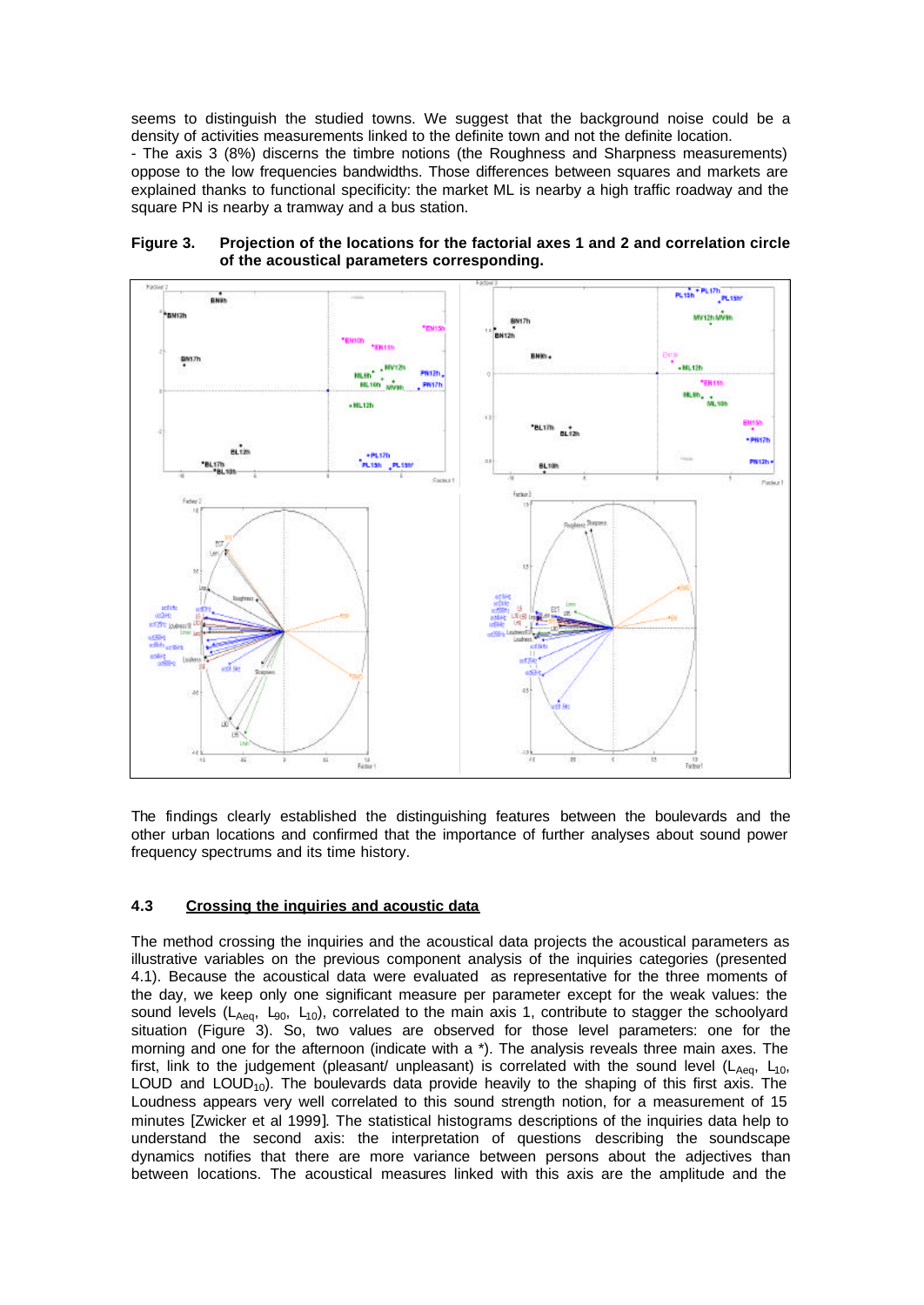seems to distinguish the studied towns. We suggest that the background noise could be a density of activities measurements linked to the definite town and not the definite location.

- The axis 3 (8%) discerns the timbre notions (the Roughness and Sharpness measurements) oppose to the low frequencies bandwidths. Those differences between squares and markets are explained thanks to functional specificity: the market ML is nearby a high traffic roadway and the square PN is nearby a tramway and a bus station.

**Figure 3. Projection of the locations for the factorial axes 1 and 2 and correlation circle of the acoustical parameters corresponding.**

The findings clearly established the distinguishing features between the boulevards and the other urban locations and confirmed that the importance of further analyses about sound power frequency spectrums and its time history.

### 4.3 Crossing the inquiries and acoustic data

The method crossing the inquiries and the acoustical data projects the acoustical parameters as illustrative variables on the previous component analysis of the inquiries categories (presented 4.1). Because the acoustical data were evaluated as representative for the three moments of the day, we keep only one significant measure per parameter except for the weak values: the sound levels ($L_{Aeq}$, $L_{90}$, $L_{10}$), correlated to the main axis 1, contribute to stagger the schoolyard situation (Figure 3). So, two values are observed for those level parameters: one for the morning and one for the afternoon (indicate with a *). The analysis reveals three main axes. The first, link to the judgement (pleasant/ unpleasant) is correlated with the sound level ($L_{Aeq}$, $L_{10}$, LOUD and $LOUD_{10}$). The boulevards data provide heavily to the shaping of this first axis. The Loudness appears very well correlated to this sound strength notion, for a measurement of 15 minutes [Zwicker et al 1999]. The statistical histograms descriptions of the inquiries data help to understand the second axis: the interpretation of questions describing the soundscape dynamics notifies that there are more variance between persons about the adjectives than between locations. The acoustical measures linked with this axis are the amplitude and the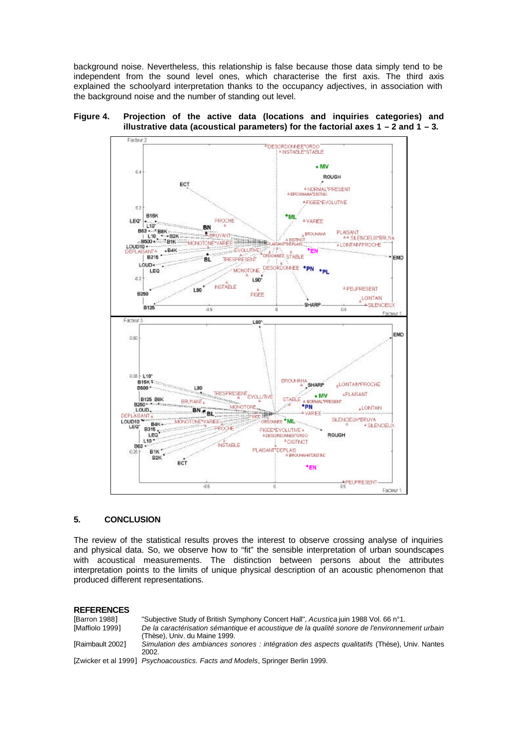background noise. Nevertheless, this relationship is false because those data simply tend to be independent from the sound level ones, which characterise the first axis. The third axis explained the schoolyard interpretation thanks to the occupancy adjectives, in association with the background noise and the number of standing out level.

**Figure 4. Projection of the active data (locations and inquiries categories) and illustrative data (acoustical parameters) for the factorial axes 1 – 2 and 1 – 3.**

Facteur 2

DESORDONNEE*ORDO
INSTABLE*STABLE
MV
ROUGH
ECT
NORMAL*PRESENT
BROUHAHA*DISTINC
FIGEE*EVOLUTIVE
B16K
ML
PROCHE
VAREE
LEQ*
L10*
BN
BROUHAHA
PLAISANT
B63
B8K
BRUYANT
DISTINCT
SILENCIEUX*BRUYA
L10
B2K
B500
B1K
MONOTONE*VAREE
PLAISANT*DEPLAS
LOINTAIN*PROCHE
LOUD10
DEPLAISANT
B4K
EVOLUTIVE
EN
ORDONNEE
STABLE
B315
BL
TRESPRESENT
EMD
LOUD
LEQ
MONOTONE
DESORDONNEE
PN
PL
L90*
L90
INSTABLE
PEUPRESENT
B250
FIGEE
LOINTAIN
SHARP
SILENCIEUX
B125
Facteur 1

Facteur 3

L90*
EMD
L10*
B16K
BROUHAHA
SHARP
LOINTAIN*PROCHE
B500
L90
TRESPRESENT
EVOLUTIVE
MV
PLAISANT
B125
B8K
BRUYANT
STABLE
NORMAL*PRESENT
B250
MONOTONE
PN
LOINTAIN
LOUD
BN
BL
VAREE
DEPLAISANT
LOUD10
B4K
MONOTONE*VAREE
ORDONNEE
ML
SILENCIEUX*BRUYA
LEQ*
SILENCIEUX
B315
PROCHE
FIGEE*EVOLUTIVE
ROUGH
LEQ
DESORDONNEE*ORDO
L10
DISTINCT
B63
INSTABLE
B1K
PLAISANT*DEPLAS
B2K
BROUHAHA*DISTINC
ECT
EN
PEUPRESENT
Facteur 1

## 5. CONCLUSION

The review of the statistical results proves the interest to observe crossing analyse of inquiries and physical data. So, we observe how to "fit" the sensible interpretation of urban soundscapes with acoustical measurements. The distinction between persons about the attributes interpretation points to the limits of unique physical description of an acoustic phenomenon that produced different representations.

## REFERENCES

[Barron 1988] "Subjective Study of British Symphony Concert Hall", *Acustica* juin 1988 Vol. 66 n°1.

[Maffiolo 1999] *De la caractérisation sémantique et acoustique de la qualité sonore de l'environnement urbain* (Thèse), Univ. du Maine 1999.

[Raimbault 2002] *Simulation des ambiances sonores : intégration des aspects qualitatifs* (Thèse), Univ. Nantes 2002.

[Zwicker et al 1999] *Psychoacoustics. Facts and Models*, Springer Berlin 1999.